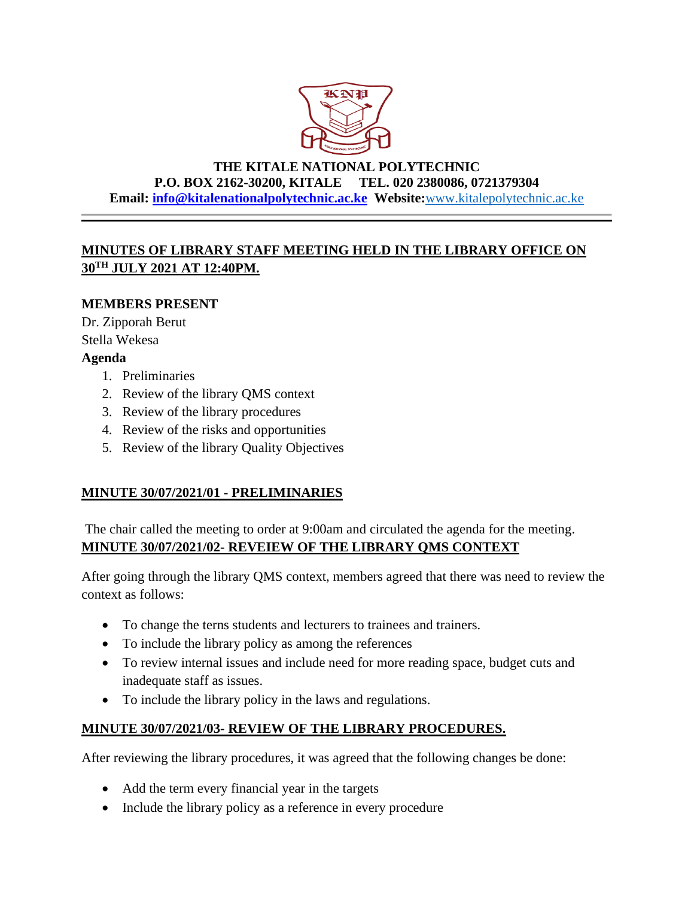**THE KITALE NATIONAL POLYTECHNIC**
**P.O. BOX 2162-30200, KITALE TEL. 020 2380086, 0721379304**
**Email: info@kitalenationalpolytechnic.ac.ke Website:** www.kitalepolytechnic.ac.ke

---

## MINUTES OF LIBRARY STAFF MEETING HELD IN THE LIBRARY OFFICE ON 30TH JULY 2021 AT 12:40PM.

**MEMBERS PRESENT**

Dr. Zipporah Berut
Stella Wekesa

**Agenda**

1. Preliminaries
2. Review of the library QMS context
3. Review of the library procedures
4. Review of the risks and opportunities
5. Review of the library Quality Objectives

### MINUTE 30/07/2021/01 - PRELIMINARIES

The chair called the meeting to order at 9:00am and circulated the agenda for the meeting.

### MINUTE 30/07/2021/02- REVEIEW OF THE LIBRARY QMS CONTEXT

After going through the library QMS context, members agreed that there was need to review the context as follows:

- To change the terns students and lecturers to trainees and trainers.
- To include the library policy as among the references
- To review internal issues and include need for more reading space, budget cuts and inadequate staff as issues.
- To include the library policy in the laws and regulations.

### MINUTE 30/07/2021/03- REVIEW OF THE LIBRARY PROCEDURES.

After reviewing the library procedures, it was agreed that the following changes be done:

- Add the term every financial year in the targets
- Include the library policy as a reference in every procedure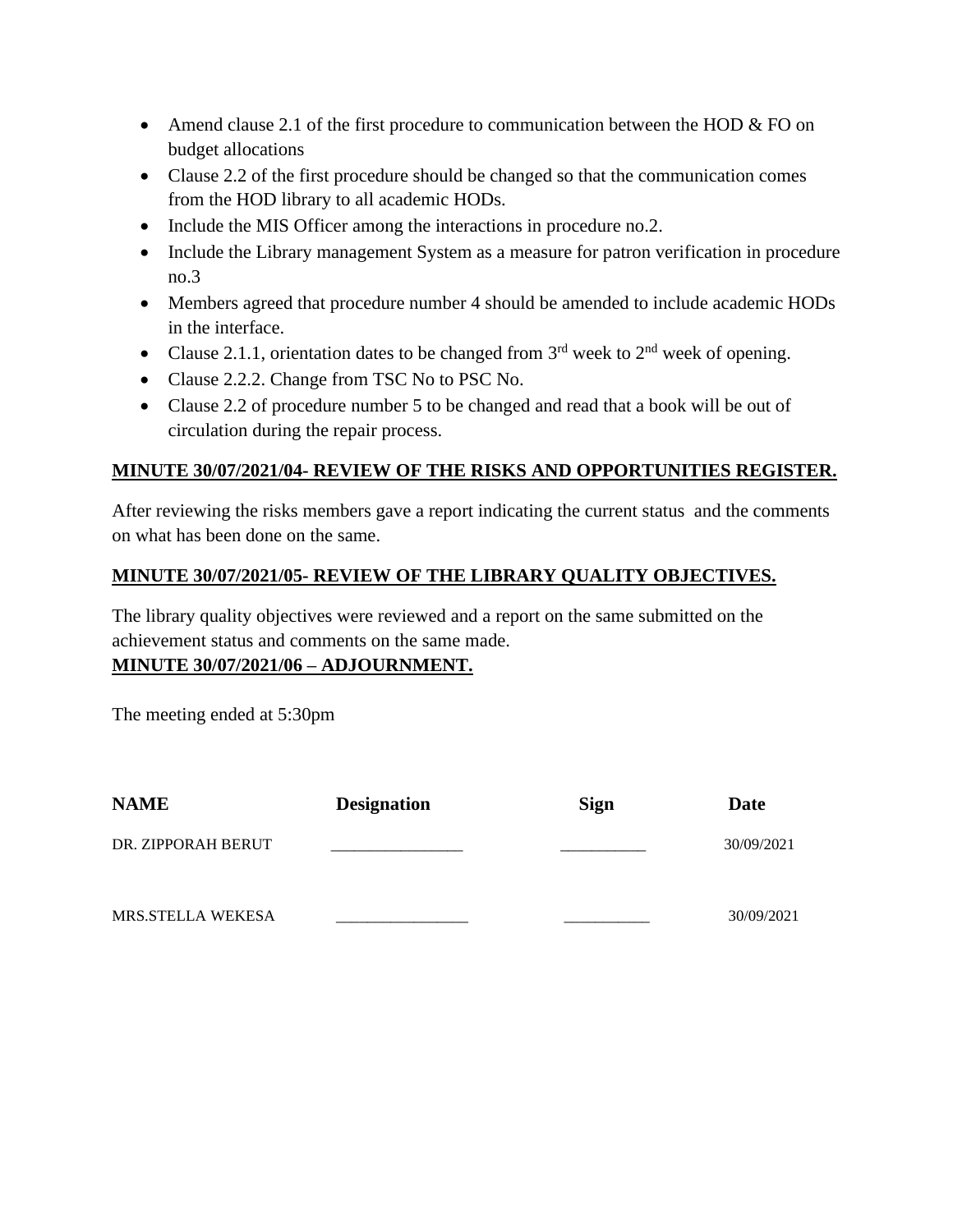- Amend clause 2.1 of the first procedure to communication between the HOD & FO on budget allocations
- Clause 2.2 of the first procedure should be changed so that the communication comes from the HOD library to all academic HODs.
- Include the MIS Officer among the interactions in procedure no.2.
- Include the Library management System as a measure for patron verification in procedure no.3
- Members agreed that procedure number 4 should be amended to include academic HODs in the interface.
- Clause 2.1.1, orientation dates to be changed from 3rd week to 2nd week of opening.
- Clause 2.2.2. Change from TSC No to PSC No.
- Clause 2.2 of procedure number 5 to be changed and read that a book will be out of circulation during the repair process.

**MINUTE 30/07/2021/04- REVIEW OF THE RISKS AND OPPORTUNITIES REGISTER.**

After reviewing the risks members gave a report indicating the current status and the comments on what has been done on the same.

**MINUTE 30/07/2021/05- REVIEW OF THE LIBRARY QUALITY OBJECTIVES.**

The library quality objectives were reviewed and a report on the same submitted on the achievement status and comments on the same made.

**MINUTE 30/07/2021/06 – ADJOURNMENT.**

The meeting ended at 5:30pm

| NAME | Designation | Sign | Date |
|---|---|---|---|
| DR. ZIPPORAH BERUT | ________________ | __________ | 30/09/2021 |
| MRS.STELLA WEKESA | ________________ | __________ | 30/09/2021 |